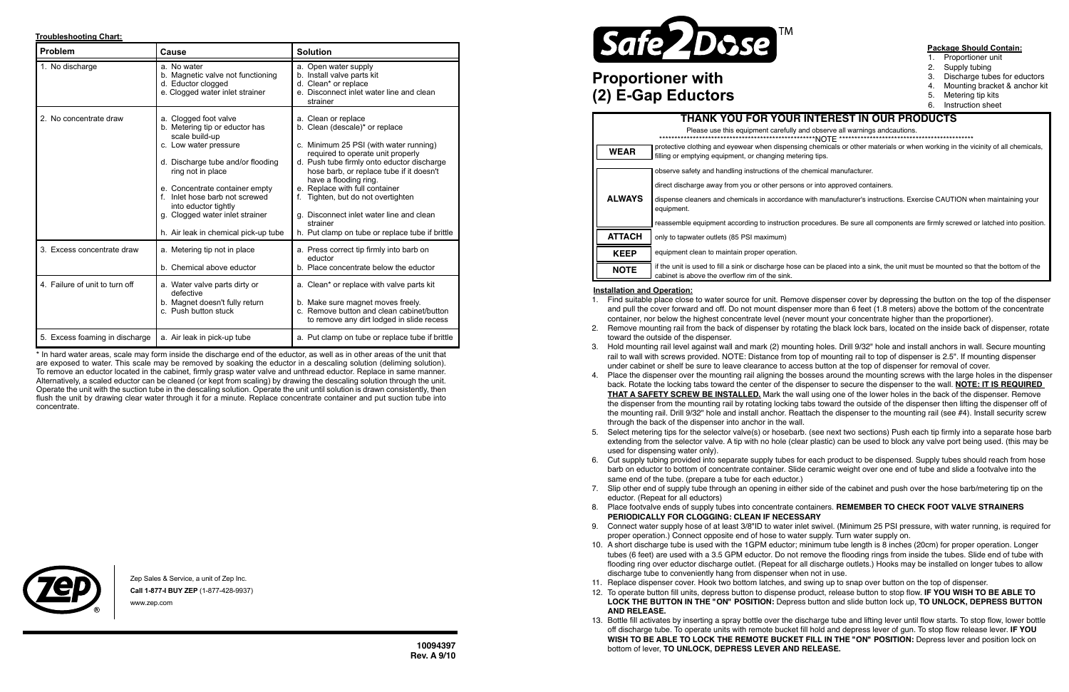**Troubleshooting Chart:**

| Problem | Cause | Solution |
|---|---|---|
| 1. No discharge | a. No water<br>b. Magnetic valve not functioning<br>d. Eductor clogged<br>e. Clogged water inlet strainer | a. Open water supply<br>b. Install valve parts kit<br>d. Clean* or replace<br>e. Disconnect inlet water line and clean strainer |
| 2. No concentrate draw | a. Clogged foot valve<br>b. Metering tip or eductor has scale build-up<br>c. Low water pressure<br>d. Discharge tube and/or flooding ring not in place<br>e. Concentrate container empty<br>f. Inlet hose barb not screwed into eductor tightly<br>g. Clogged water inlet strainer<br>h. Air leak in chemical pick-up tube | a. Clean or replace<br>b. Clean (descale)* or replace<br>c. Minimum 25 PSI (with water running) required to operate unit properly<br>d. Push tube firmly onto eductor discharge hose barb, or replace tube if it doesn't have a flooding ring.<br>e. Replace with full container<br>f. Tighten, but do not overtighten<br>g. Disconnect inlet water line and clean strainer<br>h. Put clamp on tube or replace tube if brittle |
| 3. Excess concentrate draw | a. Metering tip not in place<br>b. Chemical above eductor | a. Press correct tip firmly into barb on eductor<br>b. Place concentrate below the eductor |
| 4. Failure of unit to turn off | a. Water valve parts dirty or defective<br>b. Magnet doesn't fully return<br>c. Push button stuck | a. Clean* or replace with valve parts kit<br>b. Make sure magnet moves freely.<br>c. Remove button and clean cabinet/button to remove any dirt lodged in slide recess |
| 5. Excess foaming in discharge | a. Air leak in pick-up tube | a. Put clamp on tube or replace tube if brittle |

* In hard water areas, scale may form inside the discharge end of the eductor, as well as in other areas of the unit that are exposed to water. This scale may be removed by soaking the eductor in a descaling solution (deliming solution). To remove an eductor located in the cabinet, firmly grasp water valve and unthread eductor. Replace in same manner. Alternatively, a scaled eductor can be cleaned (or kept from scaling) by drawing the descaling solution through the unit. Operate the unit with the suction tube in the descaling solution. Operate the unit until solution is drawn consistently, then flush the unit by drawing clear water through it for a minute. Replace concentrate container and put suction tube into concentrate.

Zep Sales & Service, a unit of Zep Inc.
**Call 1-877-I BUY ZEP** (1-877-428-9937)
www.zep.com

**10094397**
**Rev. A 9/10**

Safe2Dose™

# Proportioner with (2) E-Gap Eductors

**Package Should Contain:**

1. Proportioner unit
2. Supply tubing
3. Discharge tubes for eductors
4. Mounting bracket & anchor kit
5. Metering tip kits
6. Instruction sheet

## THANK YOU FOR YOUR INTEREST IN OUR PRODUCTS

Please use this equipment carefully and observe all warnings andcautions.

\*\*\*\*\*\*\*\*\*\*\*\*\*\*\*\*\*\*\*\*\*\*\*\*\*\*\*\*\*\*\*\*\*\*\*\*\*\*\*\*\*\*\*\*\*\*\*\*\*\*\*\*NOTE \*\*\*\*\*\*\*\*\*\*\*\*\*\*\*\*\*\*\*\*\*\*\*\*\*\*\*\*\*\*\*\*\*\*\*\*\*\*\*\*\*\*\*\*\*\*\*\*\*

| | |
|---|---|
| **WEAR** | protective clothing and eyewear when dispensing chemicals or other materials or when working in the vicinity of all chemicals, filling or emptying equipment, or changing metering tips. |
| **ALWAYS** | observe safety and handling instructions of the chemical manufacturer.<br>direct discharge away from you or other persons or into approved containers.<br>dispense cleaners and chemicals in accordance with manufacturer's instructions. Exercise CAUTION when maintaining your equipment.<br>reassemble equipment according to instruction procedures. Be sure all components are firmly screwed or latched into position. |
| **ATTACH** | only to tapwater outlets (85 PSI maximum) |
| **KEEP** | equipment clean to maintain proper operation. |
| **NOTE** | if the unit is used to fill a sink or discharge hose can be placed into a sink, the unit must be mounted so that the bottom of the cabinet is above the overflow rim of the sink. |

**Installation and Operation:**

1. Find suitable place close to water source for unit. Remove dispenser cover by depressing the button on the top of the dispenser and pull the cover forward and off. Do not mount dispenser more than 6 feet (1.8 meters) above the bottom of the concentrate container, nor below the highest concentrate level (never mount your concentrate higher than the proportioner).
2. Remove mounting rail from the back of dispenser by rotating the black lock bars, located on the inside back of dispenser, rotate toward the outside of the dispenser.
3. Hold mounting rail level against wall and mark (2) mounting holes. Drill 9/32" hole and install anchors in wall. Secure mounting rail to wall with screws provided. NOTE: Distance from top of mounting rail to top of dispenser is 2.5". If mounting dispenser under cabinet or shelf be sure to leave clearance to access button at the top of dispenser for removal of cover.
4. Place the dispenser over the mounting rail aligning the bosses around the mounting screws with the large holes in the dispenser back. Rotate the locking tabs toward the center of the dispenser to secure the dispenser to the wall. **NOTE: IT IS REQUIRED THAT A SAFETY SCREW BE INSTALLED.** Mark the wall using one of the lower holes in the back of the dispenser. Remove the dispenser from the mounting rail by rotating locking tabs toward the outside of the dispenser then lifting the dispenser off of the mounting rail. Drill 9/32" hole and install anchor. Reattach the dispenser to the mounting rail (see #4). Install security screw through the back of the dispenser into anchor in the wall.
5. Select metering tips for the selector valve(s) or hosebarb. (see next two sections) Push each tip firmly into a separate hose barb extending from the selector valve. A tip with no hole (clear plastic) can be used to block any valve port being used. (this may be used for dispensing water only).
6. Cut supply tubing provided into separate supply tubes for each product to be dispensed. Supply tubes should reach from hose barb on eductor to bottom of concentrate container. Slide ceramic weight over one end of tube and slide a footvalve into the same end of the tube. (prepare a tube for each eductor.)
7. Slip other end of supply tube through an opening in either side of the cabinet and push over the hose barb/metering tip on the eductor. (Repeat for all eductors)
8. Place footvalve ends of supply tubes into concentrate containers. **REMEMBER TO CHECK FOOT VALVE STRAINERS PERIODICALLY FOR CLOGGING: CLEAN IF NECESSARY**
9. Connect water supply hose of at least 3/8"ID to water inlet swivel. (Minimum 25 PSI pressure, with water running, is required for proper operation.) Connect opposite end of hose to water supply. Turn water supply on.
10. A short discharge tube is used with the 1GPM eductor; minimum tube length is 8 inches (20cm) for proper operation. Longer tubes (6 feet) are used with a 3.5 GPM eductor. Do not remove the flooding rings from inside the tubes. Slide end of tube with flooding ring over eductor discharge outlet. (Repeat for all discharge outlets.) Hooks may be installed on longer tubes to allow discharge tube to conveniently hang from dispenser when not in use.
11. Replace dispenser cover. Hook two bottom latches, and swing up to snap over button on the top of dispenser.
12. To operate button fill units, depress button to dispense product, release button to stop flow. **IF YOU WISH TO BE ABLE TO LOCK THE BUTTON IN THE "ON" POSITION:** Depress button and slide button lock up, **TO UNLOCK, DEPRESS BUTTON AND RELEASE.**
13. Bottle fill activates by inserting a spray bottle over the discharge tube and lifting lever until flow starts. To stop flow, lower bottle off discharge tube. To operate units with remote bucket fill hold and depress lever of gun. To stop flow release lever. **IF YOU WISH TO BE ABLE TO LOCK THE REMOTE BUCKET FILL IN THE "ON" POSITION:** Depress lever and position lock on bottom of lever, **TO UNLOCK, DEPRESS LEVER AND RELEASE.**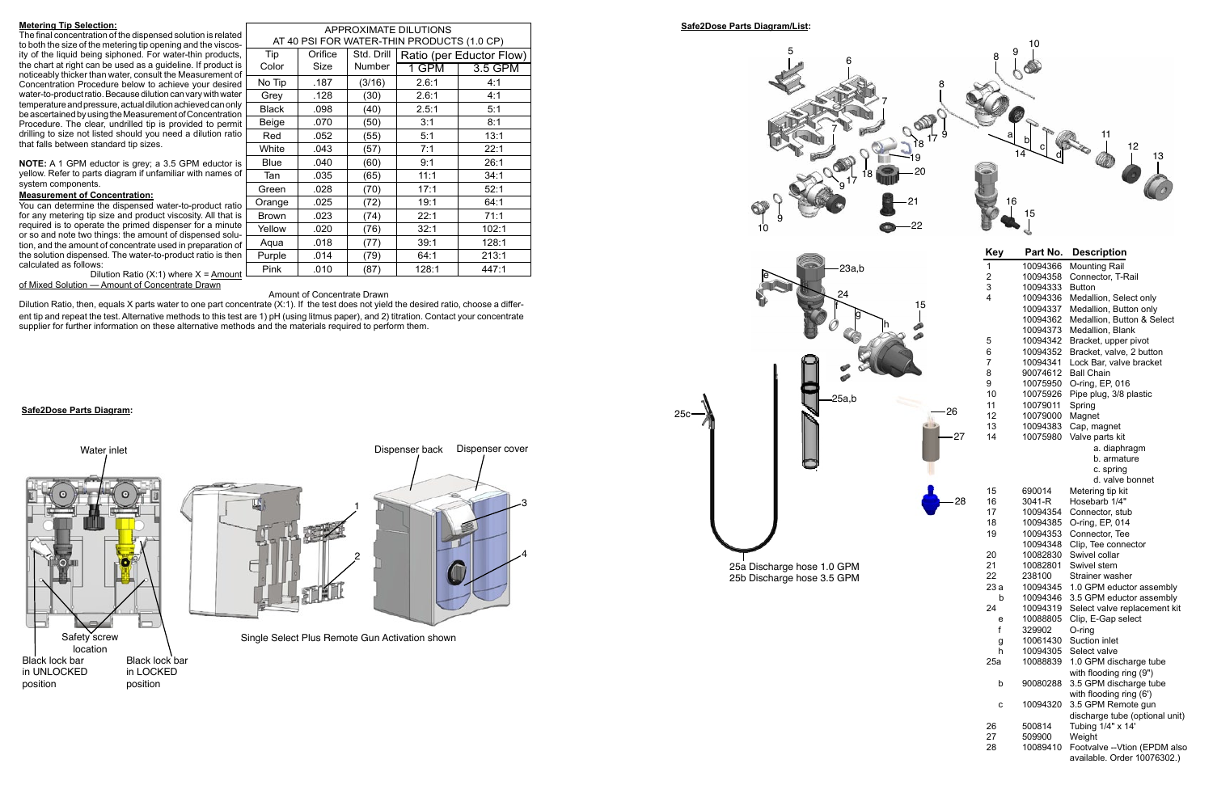**Metering Tip Selection:**

The final concentration of the dispensed solution is related to both the size of the metering tip opening and the viscosity of the liquid being siphoned. For water-thin products, the chart at right can be used as a guideline. If product is noticeably thicker than water, consult the Measurement of Concentration Procedure below to achieve your desired water-to-product ratio. Because dilution can vary with water temperature and pressure, actual dilution achieved can only be ascertained by using the Measurement of Concentration Procedure. The clear, undrilled tip is provided to permit drilling to size not listed should you need a dilution ratio that falls between standard tip sizes.

**NOTE:** A 1 GPM eductor is grey; a 3.5 GPM eductor is yellow. Refer to parts diagram if unfamiliar with names of system components.

**Measurement of Concentration:**

You can determine the dispensed water-to-product ratio for any metering tip size and product viscosity. All that is required is to operate the primed dispenser for a minute or so and note two things: the amount of dispensed solution, and the amount of concentrate used in preparation of the solution dispensed. The water-to-product ratio is then calculated as follows:

$$\text{Dilution Ratio (X:1) where } X = \frac{\text{Amount of Mixed Solution — Amount of Concentrate Drawn}}{\text{Amount of Concentrate Drawn}}$$

Dilution Ratio, then, equals X parts water to one part concentrate (X:1). If the test does not yield the desired ratio, choose a different tip and repeat the test. Alternative methods to this test are 1) pH (using litmus paper), and 2) titration. Contact your concentrate supplier for further information on these alternative methods and the materials required to perform them.

APPROXIMATE DILUTIONS AT 40 PSI FOR WATER-THIN PRODUCTS (1.0 CP)

| Tip Color | Orifice Size | Std. Drill Number | Ratio (per Eductor Flow) 1 GPM | 3.5 GPM |
|---|---|---|---|---|
| No Tip | .187 | (3/16) | 2.6:1 | 4:1 |
| Grey | .128 | (30) | 2.6:1 | 4:1 |
| Black | .098 | (40) | 2.5:1 | 5:1 |
| Beige | .070 | (50) | 3:1 | 8:1 |
| Red | .052 | (55) | 5:1 | 13:1 |
| White | .043 | (57) | 7:1 | 22:1 |
| Blue | .040 | (60) | 9:1 | 26:1 |
| Tan | .035 | (65) | 11:1 | 34:1 |
| Green | .028 | (70) | 17:1 | 52:1 |
| Orange | .025 | (72) | 19:1 | 64:1 |
| Brown | .023 | (74) | 22:1 | 71:1 |
| Yellow | .020 | (76) | 32:1 | 102:1 |
| Aqua | .018 | (77) | 39:1 | 128:1 |
| Purple | .014 | (79) | 64:1 | 213:1 |
| Pink | .010 | (87) | 128:1 | 447:1 |

**Safe2Dose Parts Diagram:**

Water inlet

Safety screw location

Black lock bar in UNLOCKED position

Black lock bar in LOCKED position

Dispenser back

Dispenser cover

1

2

3

4

Single Select Plus Remote Gun Activation shown

**Safe2Dose Parts Diagram/List:**

25a Discharge hose 1.0 GPM

25b Discharge hose 3.5 GPM

| Key | Part No. | Description |
|---|---|---|
| 1 | 10094366 | Mounting Rail |
| 2 | 10094358 | Connector, T-Rail |
| 3 | 10094333 | Button |
| 4 | 10094336 | Medallion, Select only |
| | 10094337 | Medallion, Button only |
| | 10094362 | Medallion, Button & Select |
| | 10094373 | Medallion, Blank |
| 5 | 10094342 | Bracket, upper pivot |
| 6 | 10094352 | Bracket, valve, 2 button |
| 7 | 10094341 | Lock Bar, valve bracket |
| 8 | 90074612 | Ball Chain |
| 9 | 10075950 | O-ring, EP, 016 |
| 10 | 10075926 | Pipe plug, 3/8 plastic |
| 11 | 10079011 | Spring |
| 12 | 10079000 | Magnet |
| 13 | 10094383 | Cap, magnet |
| 14 | 10075980 | Valve parts kit<br>a. diaphragm<br>b. armature<br>c. spring<br>d. valve bonnet |
| 15 | 690014 | Metering tip kit |
| 16 | 3041-R | Hosebarb 1/4" |
| 17 | 10094354 | Connector, stub |
| 18 | 10094385 | O-ring, EP, 014 |
| 19 | 10094353 | Connector, Tee |
| | 10094348 | Clip, Tee connector |
| 20 | 10082830 | Swivel collar |
| 21 | 10082801 | Swivel stem |
| 22 | 238100 | Strainer washer |
| 23 a | 10094345 | 1.0 GPM eductor assembly |
| b | 10094346 | 3.5 GPM eductor assembly |
| 24 | 10094319 | Select valve replacement kit |
| e | 10088805 | Clip, E-Gap select |
| f | 329902 | O-ring |
| g | 10061430 | Suction inlet |
| h | 10094305 | Select valve |
| 25a | 10088839 | 1.0 GPM discharge tube with flooding ring (9") |
| b | 90080288 | 3.5 GPM discharge tube with flooding ring (6') |
| c | 10094320 | 3.5 GPM Remote gun discharge tube (optional unit) |
| 26 | 500814 | Tubing 1/4" x 14' |
| 27 | 509900 | Weight |
| 28 | 10089410 | Footvalve --Vtion (EPDM also available. Order 10076302.) |